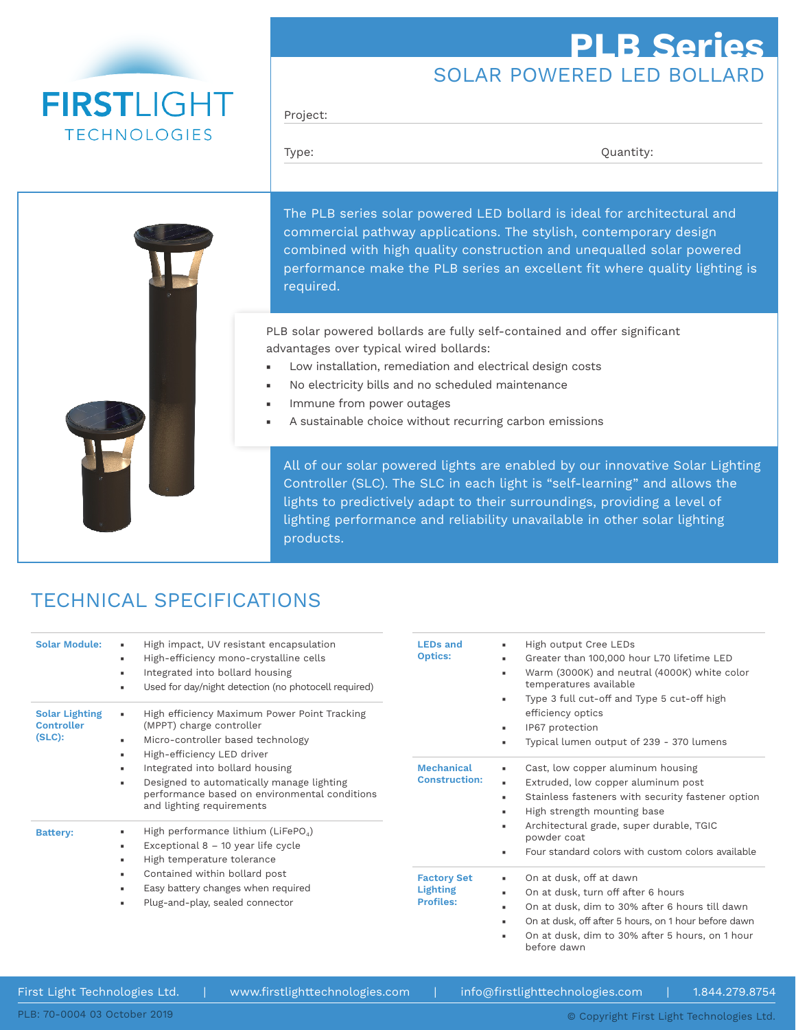FIRSTLIGHT TECHNOLOGIES

# PLB Series

## SOLAR POWERED LED BOLLARD

Project:

Type: Quantity:

The PLB series solar powered LED bollard is ideal for architectural and commercial pathway applications. The stylish, contemporary design combined with high quality construction and unequalled solar powered performance make the PLB series an excellent fit where quality lighting is required.

PLB solar powered bollards are fully self-contained and offer significant advantages over typical wired bollards:

- Low installation, remediation and electrical design costs
- No electricity bills and no scheduled maintenance
- Immune from power outages
- A sustainable choice without recurring carbon emissions

All of our solar powered lights are enabled by our innovative Solar Lighting Controller (SLC). The SLC in each light is “self-learning” and allows the lights to predictively adapt to their surroundings, providing a level of lighting performance and reliability unavailable in other solar lighting products.

## TECHNICAL SPECIFICATIONS

**Solar Module:**
- High impact, UV resistant encapsulation
- High-efficiency mono-crystalline cells
- Integrated into bollard housing
- Used for day/night detection (no photocell required)

**Solar Lighting Controller (SLC):**
- High efficiency Maximum Power Point Tracking (MPPT) charge controller
- Micro-controller based technology
- High-efficiency LED driver
- Integrated into bollard housing
- Designed to automatically manage lighting performance based on environmental conditions and lighting requirements

**Battery:**
- High performance lithium ($LiFePO_4$)
- Exceptional 8 – 10 year life cycle
- High temperature tolerance
- Contained within bollard post
- Easy battery changes when required
- Plug-and-play, sealed connector

**LEDs and Optics:**
- High output Cree LEDs
- Greater than 100,000 hour L70 lifetime LED
- Warm (3000K) and neutral (4000K) white color temperatures available
- Type 3 full cut-off and Type 5 cut-off high efficiency optics
- IP67 protection
- Typical lumen output of 239 - 370 lumens

**Mechanical Construction:**
- Cast, low copper aluminum housing
- Extruded, low copper aluminum post
- Stainless fasteners with security fastener option
- High strength mounting base
- Architectural grade, super durable, TGIC powder coat
- Four standard colors with custom colors available

**Factory Set Lighting Profiles:**
- On at dusk, off at dawn
- On at dusk, turn off after 6 hours
- On at dusk, dim to 30% after 6 hours till dawn
- On at dusk, off after 5 hours, on 1 hour before dawn
- On at dusk, dim to 30% after 5 hours, on 1 hour before dawn

First Light Technologies Ltd. | www.firstlighttechnologies.com | info@firstlighttechnologies.com | 1.844.279.8754

PLB: 70-0004 03 October 2019

© Copyright First Light Technologies Ltd.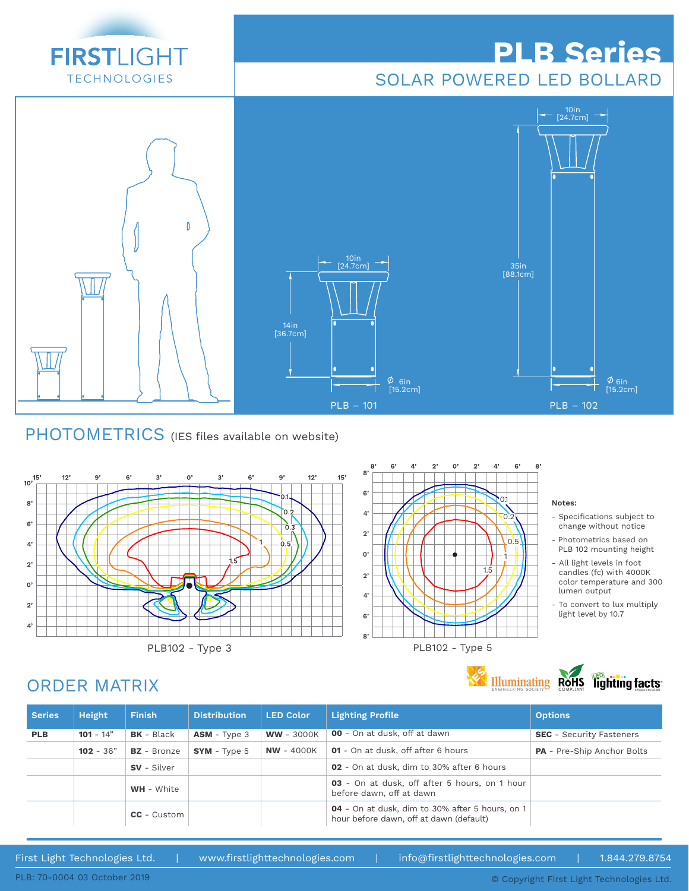FIRSTLIGHT TECHNOLOGIES

# PLB Series

## SOLAR POWERED LED BOLLARD

10in [24.7cm]

35in [88.1cm]

Ø 6in [15.2cm]

PLB – 102

10in [24.7cm]

14in [36.7cm]

Ø 6in [15.2cm]

PLB – 101

## PHOTOMETRICS (IES files available on website)

15' 12' 9' 6' 3' 0' 3' 6' 9' 12' 15'

10' 8' 6' 4' 2' 0' 2' 4'

0.1 0.2 0.3 0.5 1 1.5

PLB102 - Type 3

8' 6' 4' 2' 0' 2' 4' 6' 8'

8' 6' 4' 2' 0' 2' 4' 6' 8'

0.1 0.2 0.5 1 1.5

PLB102 - Type 5

Notes:

- Specifications subject to change without notice
- Photometrics based on PLB 102 mounting height
- All light levels in foot candles (fc) with 4000K color temperature and 300 lumen output
- To convert to lux multiply light level by 10.7

## ORDER MATRIX

| Series | Height | Finish | Distribution | LED Color | Lighting Profile | Options |
|---|---|---|---|---|---|---|
| **PLB** | **101** - 14” | **BK** - Black | **ASM** - Type 3 | **WW** - 3000K | **00** - On at dusk, off at dawn | **SEC** - Security Fasteners |
| | **102** - 36” | **BZ** - Bronze | **SYM** - Type 5 | **NW** - 4000K | **01** - On at dusk, off after 6 hours | **PA** - Pre-Ship Anchor Bolts |
| | | **SV** - Silver | | | **02** - On at dusk, dim to 30% after 6 hours | |
| | | **WH** - White | | | **03** - On at dusk, off after 5 hours, on 1 hour before dawn, off at dawn | |
| | | **CC** - Custom | | | **04** - On at dusk, dim to 30% after 5 hours, on 1 hour before dawn, off at dawn (default) | |

First Light Technologies Ltd. | www.firstlighttechnologies.com | info@firstlighttechnologies.com | 1.844.279.8754

PLB: 70-0004 03 October 2019

© Copyright First Light Technologies Ltd.